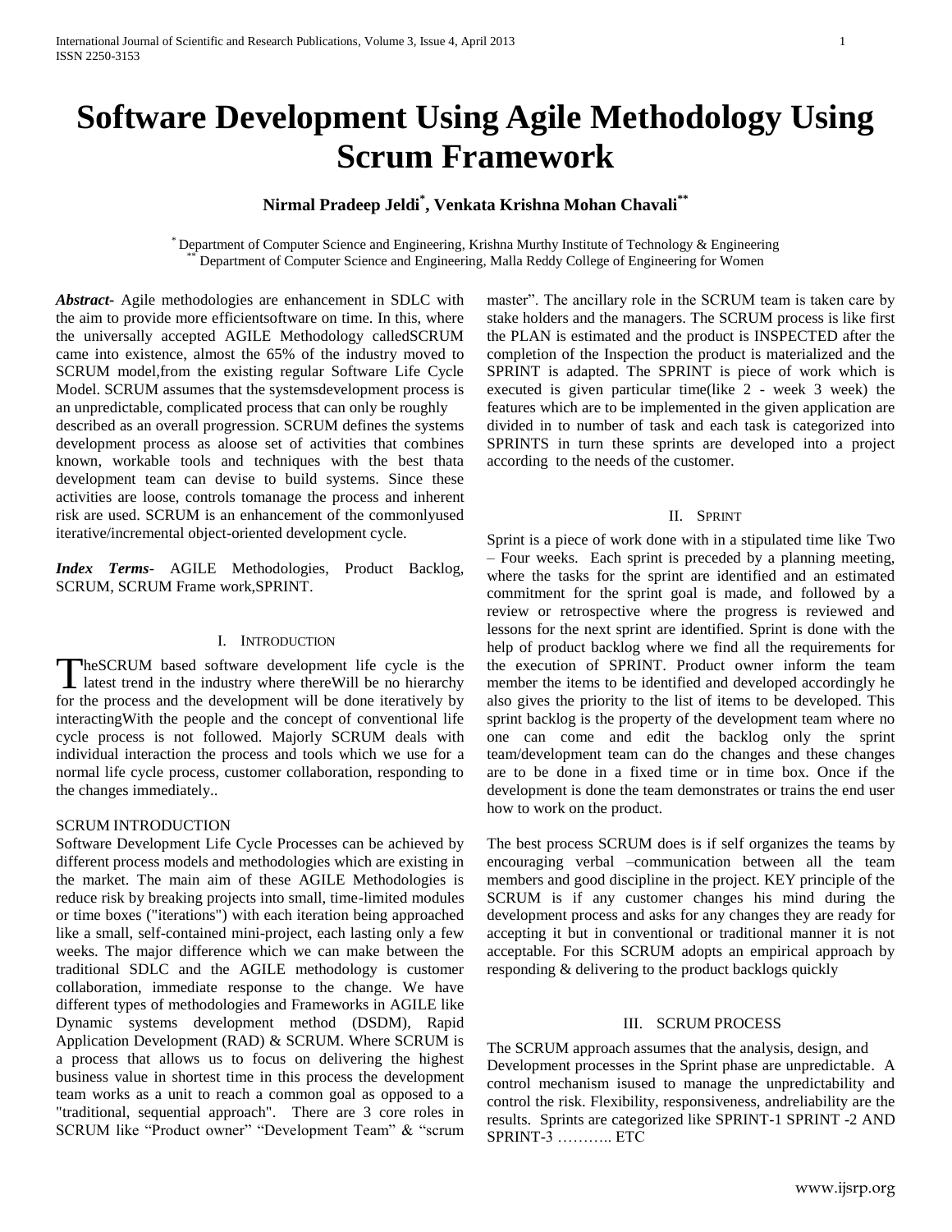# Software Development Using Agile Methodology Using Scrum Framework

**Nirmal Pradeep Jeldi[*], Venkata Krishna Mohan Chavali[**]**

[*] Department of Computer Science and Engineering, Krishna Murthy Institute of Technology & Engineering
[**] Department of Computer Science and Engineering, Malla Reddy College of Engineering for Women

***Abstract-*** Agile methodologies are enhancement in SDLC with the aim to provide more efficientsoftware on time. In this, where the universally accepted AGILE Methodology calledSCRUM came into existence, almost the 65% of the industry moved to SCRUM model,from the existing regular Software Life Cycle Model. SCRUM assumes that the systemsdevelopment process is an unpredictable, complicated process that can only be roughly described as an overall progression. SCRUM defines the systems development process as aloose set of activities that combines known, workable tools and techniques with the best thata development team can devise to build systems. Since these activities are loose, controls tomanage the process and inherent risk are used. SCRUM is an enhancement of the commonlyused iterative/incremental object-oriented development cycle.

***Index Terms*-** AGILE Methodologies, Product Backlog, SCRUM, SCRUM Frame work,SPRINT.

## I. Introduction

TheSCRUM based software development life cycle is the latest trend in the industry where thereWill be no hierarchy for the process and the development will be done iteratively by interactingWith the people and the concept of conventional life cycle process is not followed. Majorly SCRUM deals with individual interaction the process and tools which we use for a normal life cycle process, customer collaboration, responding to the changes immediately..

### SCRUM INTRODUCTION

Software Development Life Cycle Processes can be achieved by different process models and methodologies which are existing in the market. The main aim of these AGILE Methodologies is reduce risk by breaking projects into small, time-limited modules or time boxes ("iterations") with each iteration being approached like a small, self-contained mini-project, each lasting only a few weeks. The major difference which we can make between the traditional SDLC and the AGILE methodology is customer collaboration, immediate response to the change. We have different types of methodologies and Frameworks in AGILE like Dynamic systems development method (DSDM), Rapid Application Development (RAD) & SCRUM. Where SCRUM is a process that allows us to focus on delivering the highest business value in shortest time in this process the development team works as a unit to reach a common goal as opposed to a "traditional, sequential approach". There are 3 core roles in SCRUM like "Product owner" "Development Team" & "scrum master". The ancillary role in the SCRUM team is taken care by stake holders and the managers. The SCRUM process is like first the PLAN is estimated and the product is INSPECTED after the completion of the Inspection the product is materialized and the SPRINT is adapted. The SPRINT is piece of work which is executed is given particular time(like 2 - week 3 week) the features which are to be implemented in the given application are divided in to number of task and each task is categorized into SPRINTS in turn these sprints are developed into a project according to the needs of the customer.

## II. Sprint

Sprint is a piece of work done with in a stipulated time like Two – Four weeks. Each sprint is preceded by a planning meeting, where the tasks for the sprint are identified and an estimated commitment for the sprint goal is made, and followed by a review or retrospective where the progress is reviewed and lessons for the next sprint are identified. Sprint is done with the help of product backlog where we find all the requirements for the execution of SPRINT. Product owner inform the team member the items to be identified and developed accordingly he also gives the priority to the list of items to be developed. This sprint backlog is the property of the development team where no one can come and edit the backlog only the sprint team/development team can do the changes and these changes are to be done in a fixed time or in time box. Once if the development is done the team demonstrates or trains the end user how to work on the product.

The best process SCRUM does is if self organizes the teams by encouraging verbal –communication between all the team members and good discipline in the project. KEY principle of the SCRUM is if any customer changes his mind during the development process and asks for any changes they are ready for accepting it but in conventional or traditional manner it is not acceptable. For this SCRUM adopts an empirical approach by responding & delivering to the product backlogs quickly

## III. SCRUM Process

The SCRUM approach assumes that the analysis, design, and Development processes in the Sprint phase are unpredictable. A control mechanism isused to manage the unpredictability and control the risk. Flexibility, responsiveness, andreliability are the results. Sprints are categorized like SPRINT-1 SPRINT -2 AND SPRINT-3 ……….. ETC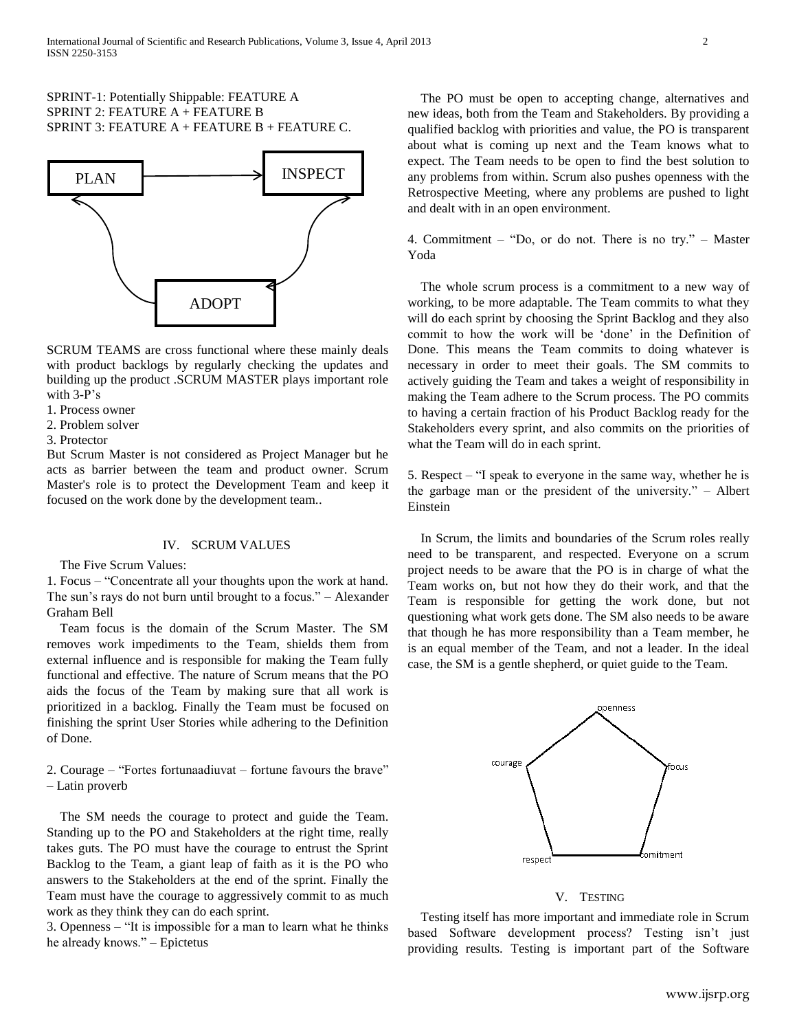SPRINT-1: Potentially Shippable: FEATURE A
SPRINT 2: FEATURE A + FEATURE B
SPRINT 3: FEATURE A + FEATURE B + FEATURE C.

PLAN → INSPECT → ADOPT

SCRUM TEAMS are cross functional where these mainly deals with product backlogs by regularly checking the updates and building up the product .SCRUM MASTER plays important role with 3-P's

1. Process owner
2. Problem solver
3. Protector

But Scrum Master is not considered as Project Manager but he acts as barrier between the team and product owner. Scrum Master's role is to protect the Development Team and keep it focused on the work done by the development team..

## IV. SCRUM VALUES

The Five Scrum Values:

1. Focus – "Concentrate all your thoughts upon the work at hand. The sun's rays do not burn until brought to a focus." – Alexander Graham Bell

Team focus is the domain of the Scrum Master. The SM removes work impediments to the Team, shields them from external influence and is responsible for making the Team fully functional and effective. The nature of Scrum means that the PO aids the focus of the Team by making sure that all work is prioritized in a backlog. Finally the Team must be focused on finishing the sprint User Stories while adhering to the Definition of Done.

2. Courage – "Fortes fortunaadiuvat – fortune favours the brave" – Latin proverb

The SM needs the courage to protect and guide the Team. Standing up to the PO and Stakeholders at the right time, really takes guts. The PO must have the courage to entrust the Sprint Backlog to the Team, a giant leap of faith as it is the PO who answers to the Stakeholders at the end of the sprint. Finally the Team must have the courage to aggressively commit to as much work as they think they can do each sprint.

3. Openness – "It is impossible for a man to learn what he thinks he already knows." – Epictetus

The PO must be open to accepting change, alternatives and new ideas, both from the Team and Stakeholders. By providing a qualified backlog with priorities and value, the PO is transparent about what is coming up next and the Team knows what to expect. The Team needs to be open to find the best solution to any problems from within. Scrum also pushes openness with the Retrospective Meeting, where any problems are pushed to light and dealt with in an open environment.

4. Commitment – "Do, or do not. There is no try." – Master Yoda

The whole scrum process is a commitment to a new way of working, to be more adaptable. The Team commits to what they will do each sprint by choosing the Sprint Backlog and they also commit to how the work will be 'done' in the Definition of Done. This means the Team commits to doing whatever is necessary in order to meet their goals. The SM commits to actively guiding the Team and takes a weight of responsibility in making the Team adhere to the Scrum process. The PO commits to having a certain fraction of his Product Backlog ready for the Stakeholders every sprint, and also commits on the priorities of what the Team will do in each sprint.

5. Respect – "I speak to everyone in the same way, whether he is the garbage man or the president of the university." – Albert Einstein

In Scrum, the limits and boundaries of the Scrum roles really need to be transparent, and respected. Everyone on a scrum project needs to be aware that the PO is in charge of what the Team works on, but not how they do their work, and that the Team is responsible for getting the work done, but not questioning what work gets done. The SM also needs to be aware that though he has more responsibility than a Team member, he is an equal member of the Team, and not a leader. In the ideal case, the SM is a gentle shepherd, or quiet guide to the Team.

openness, focus, comitment, respect, courage

## V. TESTING

Testing itself has more important and immediate role in Scrum based Software development process? Testing isn't just providing results. Testing is important part of the Software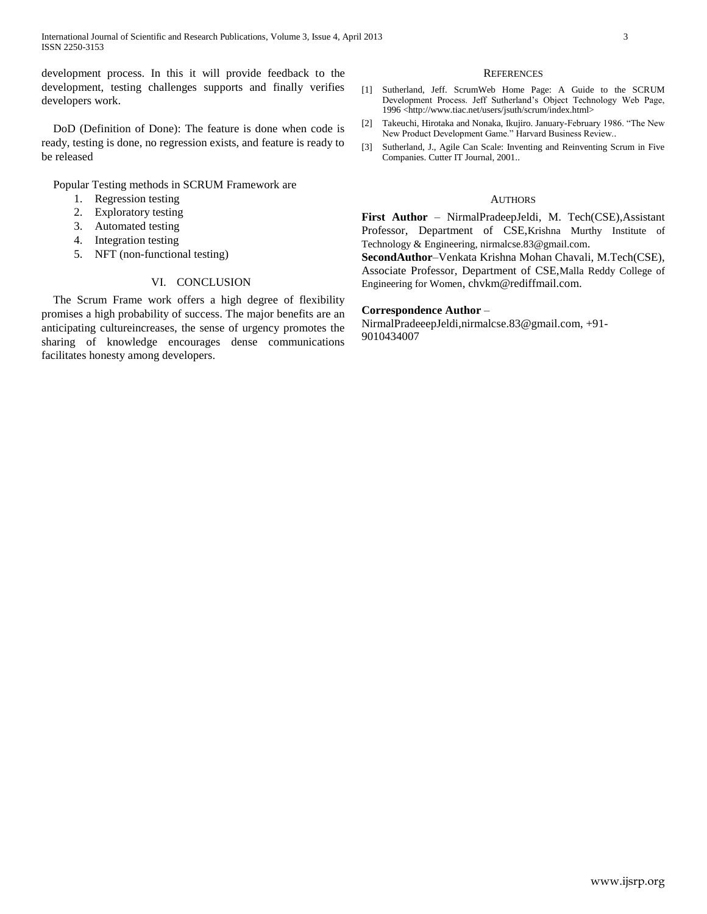development process. In this it will provide feedback to the development, testing challenges supports and finally verifies developers work.

DoD (Definition of Done): The feature is done when code is ready, testing is done, no regression exists, and feature is ready to be released

Popular Testing methods in SCRUM Framework are

1. Regression testing
2. Exploratory testing
3. Automated testing
4. Integration testing
5. NFT (non-functional testing)

## VI. CONCLUSION

The Scrum Frame work offers a high degree of flexibility promises a high probability of success. The major benefits are an anticipating cultureincreases, the sense of urgency promotes the sharing of knowledge encourages dense communications facilitates honesty among developers.

## REFERENCES

[1] Sutherland, Jeff. ScrumWeb Home Page: A Guide to the SCRUM Development Process. Jeff Sutherland's Object Technology Web Page, 1996 <http://www.tiac.net/users/jsuth/scrum/index.html>

[2] Takeuchi, Hirotaka and Nonaka, Ikujiro. January-February 1986. "The New New Product Development Game." Harvard Business Review..

[3] Sutherland, J., Agile Can Scale: Inventing and Reinventing Scrum in Five Companies. Cutter IT Journal, 2001..

## AUTHORS

**First Author** – NirmalPradeepJeldi, M. Tech(CSE),Assistant Professor, Department of CSE,Krishna Murthy Institute of Technology & Engineering, nirmalcse.83@gmail.com.

**SecondAuthor**–Venkata Krishna Mohan Chavali, M.Tech(CSE), Associate Professor, Department of CSE,Malla Reddy College of Engineering for Women, chvkm@rediffmail.com.

**Correspondence Author** – NirmalPradeeepJeldi,nirmalcse.83@gmail.com, +91-9010434007